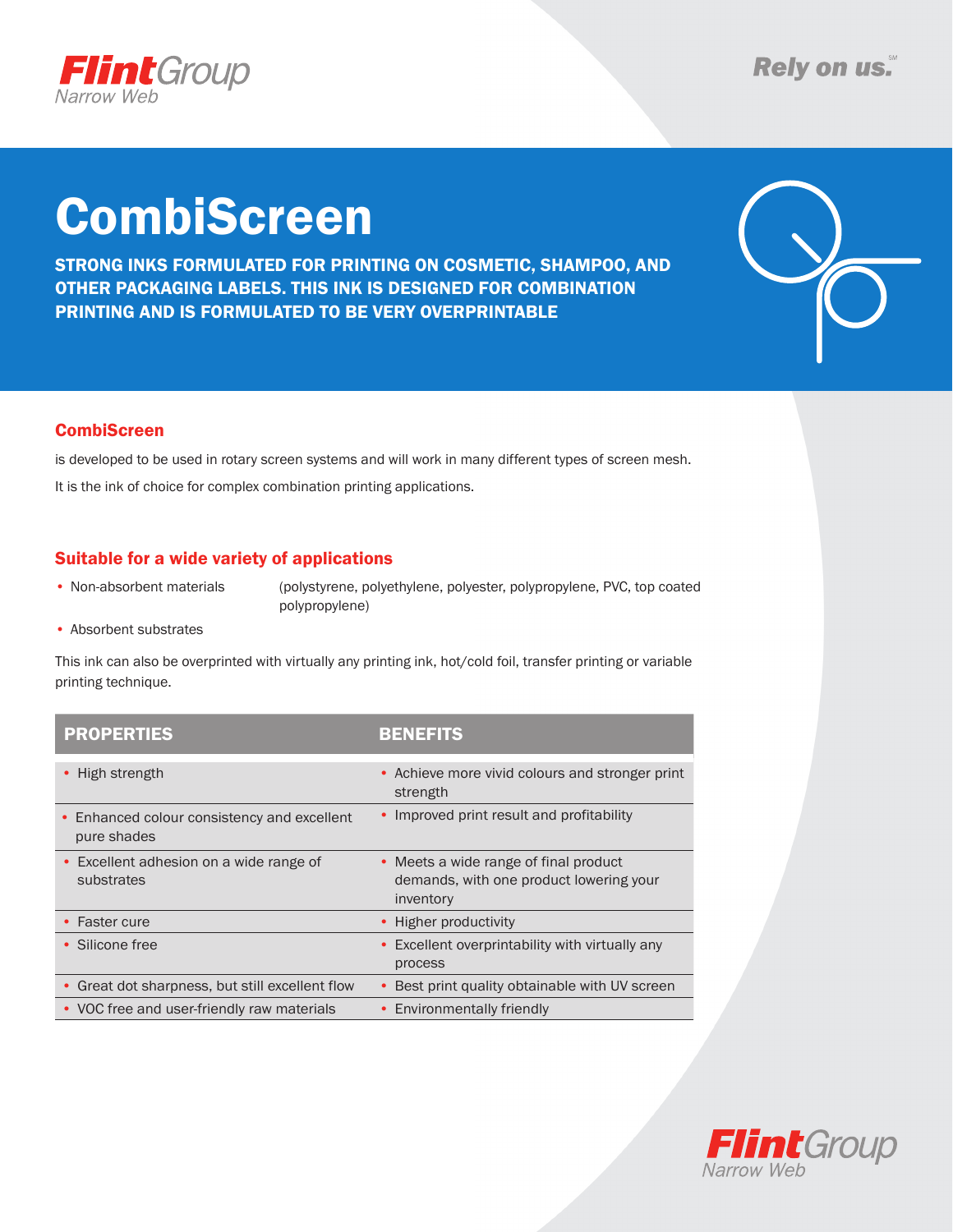FlintGroup Narrow Web

Rely on us.

# CombiScreen

**STRONG INKS FORMULATED FOR PRINTING ON COSMETIC, SHAMPOO, AND OTHER PACKAGING LABELS. THIS INK IS DESIGNED FOR COMBINATION PRINTING AND IS FORMULATED TO BE VERY OVERPRINTABLE**

## CombiScreen

is developed to be used in rotary screen systems and will work in many different types of screen mesh.

It is the ink of choice for complex combination printing applications.

## Suitable for a wide variety of applications

- Non-absorbent materials (polystyrene, polyethylene, polyester, polypropylene, PVC, top coated polypropylene)
- Absorbent substrates

This ink can also be overprinted with virtually any printing ink, hot/cold foil, transfer printing or variable printing technique.

| PROPERTIES | BENEFITS |
|---|---|
| • High strength | • Achieve more vivid colours and stronger print strength |
| • Enhanced colour consistency and excellent pure shades | • Improved print result and profitability |
| • Excellent adhesion on a wide range of substrates | • Meets a wide range of final product demands, with one product lowering your inventory |
| • Faster cure | • Higher productivity |
| • Silicone free | • Excellent overprintability with virtually any process |
| • Great dot sharpness, but still excellent flow | • Best print quality obtainable with UV screen |
| • VOC free and user-friendly raw materials | • Environmentally friendly |

FlintGroup Narrow Web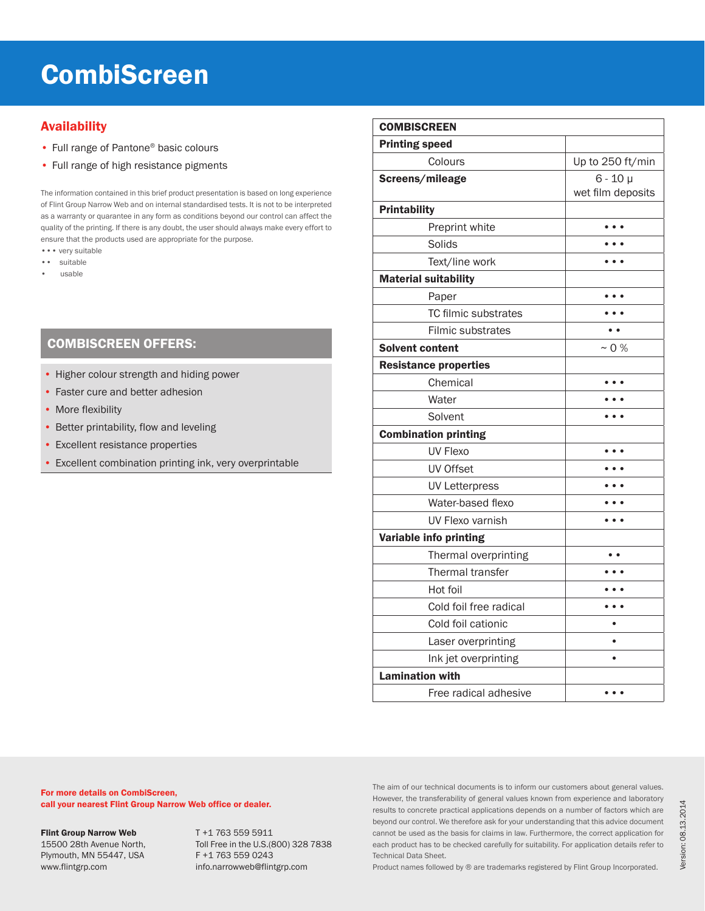# CombiScreen

## Availability

- Full range of Pantone® basic colours
- Full range of high resistance pigments

The information contained in this brief product presentation is based on long experience of Flint Group Narrow Web and on internal standardised tests. It is not to be interpreted as a warranty or guarantee in any form as conditions beyond our control can affect the quality of the printing. If there is any doubt, the user should always make every effort to ensure that the products used are appropriate for the purpose.

• • • very suitable
• • suitable
• usable

## COMBISCREEN OFFERS:

- Higher colour strength and hiding power
- Faster cure and better adhesion
- More flexibility
- Better printability, flow and leveling
- Excellent resistance properties
- Excellent combination printing ink, very overprintable

| COMBISCREEN | |
|---|---|
| **Printing speed** | |
| Colours | Up to 250 ft/min |
| **Screens/mileage** | 6 - 10 µ wet film deposits |
| **Printability** | |
| Preprint white | • • • |
| Solids | • • • |
| Text/line work | • • • |
| **Material suitability** | |
| Paper | • • • |
| TC filmic substrates | • • • |
| Filmic substrates | • • |
| **Solvent content** | ~ 0 % |
| **Resistance properties** | |
| Chemical | • • • |
| Water | • • • |
| Solvent | • • • |
| **Combination printing** | |
| UV Flexo | • • • |
| UV Offset | • • • |
| UV Letterpress | • • • |
| Water-based flexo | • • • |
| UV Flexo varnish | • • • |
| **Variable info printing** | |
| Thermal overprinting | • • |
| Thermal transfer | • • • |
| Hot foil | • • • |
| Cold foil free radical | • • • |
| Cold foil cationic | • |
| Laser overprinting | • |
| Ink jet overprinting | • |
| **Lamination with** | |
| Free radical adhesive | • • • |

**For more details on CombiScreen, call your nearest Flint Group Narrow Web office or dealer.**

**Flint Group Narrow Web**
15500 28th Avenue North,
Plymouth, MN 55447, USA
www.flintgrp.com

T +1 763 559 5911
Toll Free in the U.S.(800) 328 7838
F +1 763 559 0243
info.narrowweb@flintgrp.com

The aim of our technical documents is to inform our customers about general values. However, the transferability of general values known from experience and laboratory results to concrete practical applications depends on a number of factors which are beyond our control. We therefore ask for your understanding that this advice document cannot be used as the basis for claims in law. Furthermore, the correct application for each product has to be checked carefully for suitability. For application details refer to Technical Data Sheet.
Product names followed by ® are trademarks registered by Flint Group Incorporated.

Version: 08.13.2014